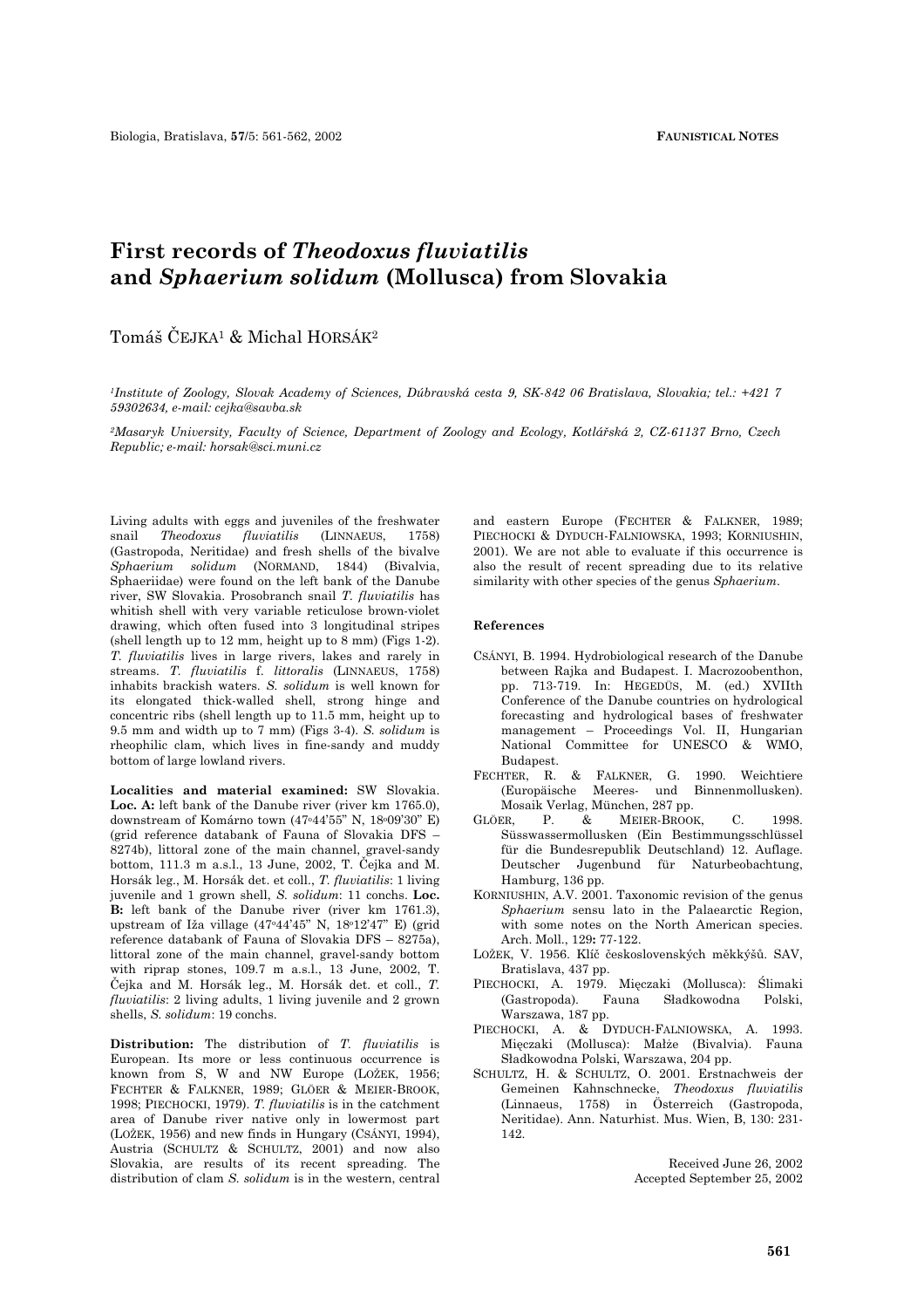# First records of *Theodoxus fluviatilis* and *Sphaerium solidum* (Mollusca) from Slovakia

Tomáš Čejka[1] & Michal Horsák[2]

*[1]Institute of Zoology, Slovak Academy of Sciences, Dúbravská cesta 9, SK-842 06 Bratislava, Slovakia; tel.: +421 7 59302634, e-mail: cejka@savba.sk*

*[2]Masaryk University, Faculty of Science, Department of Zoology and Ecology, Kotlářská 2, CZ-61137 Brno, Czech Republic; e-mail: horsak@sci.muni.cz*

Living adults with eggs and juveniles of the freshwater snail *Theodoxus fluviatilis* (Linnaeus, 1758) (Gastropoda, Neritidae) and fresh shells of the bivalve *Sphaerium solidum* (Normand, 1844) (Bivalvia, Sphaeriidae) were found on the left bank of the Danube river, SW Slovakia. Prosobranch snail *T. fluviatilis* has whitish shell with very variable reticulose brown-violet drawing, which often fused into 3 longitudinal stripes (shell length up to 12 mm, height up to 8 mm) (Figs 1-2). *T. fluviatilis* lives in large rivers, lakes and rarely in streams. *T. fluviatilis* f. *littoralis* (Linnaeus, 1758) inhabits brackish waters. *S. solidum* is well known for its elongated thick-walled shell, strong hinge and concentric ribs (shell length up to 11.5 mm, height up to 9.5 mm and width up to 7 mm) (Figs 3-4). *S. solidum* is rheophilic clam, which lives in fine-sandy and muddy bottom of large lowland rivers.

**Localities and material examined:** SW Slovakia. **Loc. A:** left bank of the Danube river (river km 1765.0), downstream of Komárno town (47°44'55" N, 18°09'30" E) (grid reference databank of Fauna of Slovakia DFS – 8274b), littoral zone of the main channel, gravel-sandy bottom, 111.3 m a.s.l., 13 June, 2002, T. Čejka and M. Horsák leg., M. Horsák det. et coll., *T. fluviatilis*: 1 living juvenile and 1 grown shell, *S. solidum*: 11 conchs. **Loc. B:** left bank of the Danube river (river km 1761.3), upstream of Iža village (47°44'45" N, 18°12'47" E) (grid reference databank of Fauna of Slovakia DFS – 8275a), littoral zone of the main channel, gravel-sandy bottom with riprap stones, 109.7 m a.s.l., 13 June, 2002, T. Čejka and M. Horsák leg., M. Horsák det. et coll., *T. fluviatilis*: 2 living adults, 1 living juvenile and 2 grown shells, *S. solidum*: 19 conchs.

**Distribution:** The distribution of *T. fluviatilis* is European. Its more or less continuous occurrence is known from S, W and NW Europe (Ložek, 1956; Fechter & Falkner, 1989; Glöer & Meier-Brook, 1998; Piechocki, 1979). *T. fluviatilis* is in the catchment area of Danube river native only in lowermost part (Ložek, 1956) and new finds in Hungary (Csányi, 1994), Austria (Schultz & Schultz, 2001) and now also Slovakia, are results of its recent spreading. The distribution of clam *S. solidum* is in the western, central and eastern Europe (Fechter & Falkner, 1989; Piechocki & Dyduch-Falniowska, 1993; Korniushin, 2001). We are not able to evaluate if this occurrence is also the result of recent spreading due to its relative similarity with other species of the genus *Sphaerium*.

## References

Csányi, B. 1994. Hydrobiological research of the Danube between Rajka and Budapest. I. Macrozoobenthon, pp. 713-719. In: Hegedüs, M. (ed.) XVIIth Conference of the Danube countries on hydrological forecasting and hydrological bases of freshwater management – Proceedings Vol. II, Hungarian National Committee for UNESCO & WMO, Budapest.

Fechter, R. & Falkner, G. 1990. Weichtiere (Europäische Meeres- und Binnenmollusken). Mosaik Verlag, München, 287 pp.

Glöer, P. & Meier-Brook, C. 1998. Süsswassermollusken (Ein Bestimmungsschlüssel für die Bundesrepublik Deutschland) 12. Auflage. Deutscher Jugenbund für Naturbeobachtung, Hamburg, 136 pp.

Korniushin, A.V. 2001. Taxonomic revision of the genus *Sphaerium* sensu lato in the Palaearctic Region, with some notes on the North American species. Arch. Moll., 129**:** 77-122.

Ložek, V. 1956. Klíč československých měkkýšů. SAV, Bratislava, 437 pp.

Piechocki, A. 1979. Mięczaki (Mollusca): Ślimaki (Gastropoda). Fauna Słodkowodna Polski, Warszawa, 187 pp.

Piechocki, A. & Dyduch-Falniowska, A. 1993. Mięczaki (Mollusca): Małże (Bivalvia). Fauna Słodkowodna Polski, Warszawa, 204 pp.

Schultz, H. & Schultz, O. 2001. Erstnachweis der Gemeinen Kahnschnecke, *Theodoxus fluviatilis* (Linnaeus, 1758) in Österreich (Gastropoda, Neritidae). Ann. Naturhist. Mus. Wien, B, 130: 231-142.

Received June 26, 2002
Accepted September 25, 2002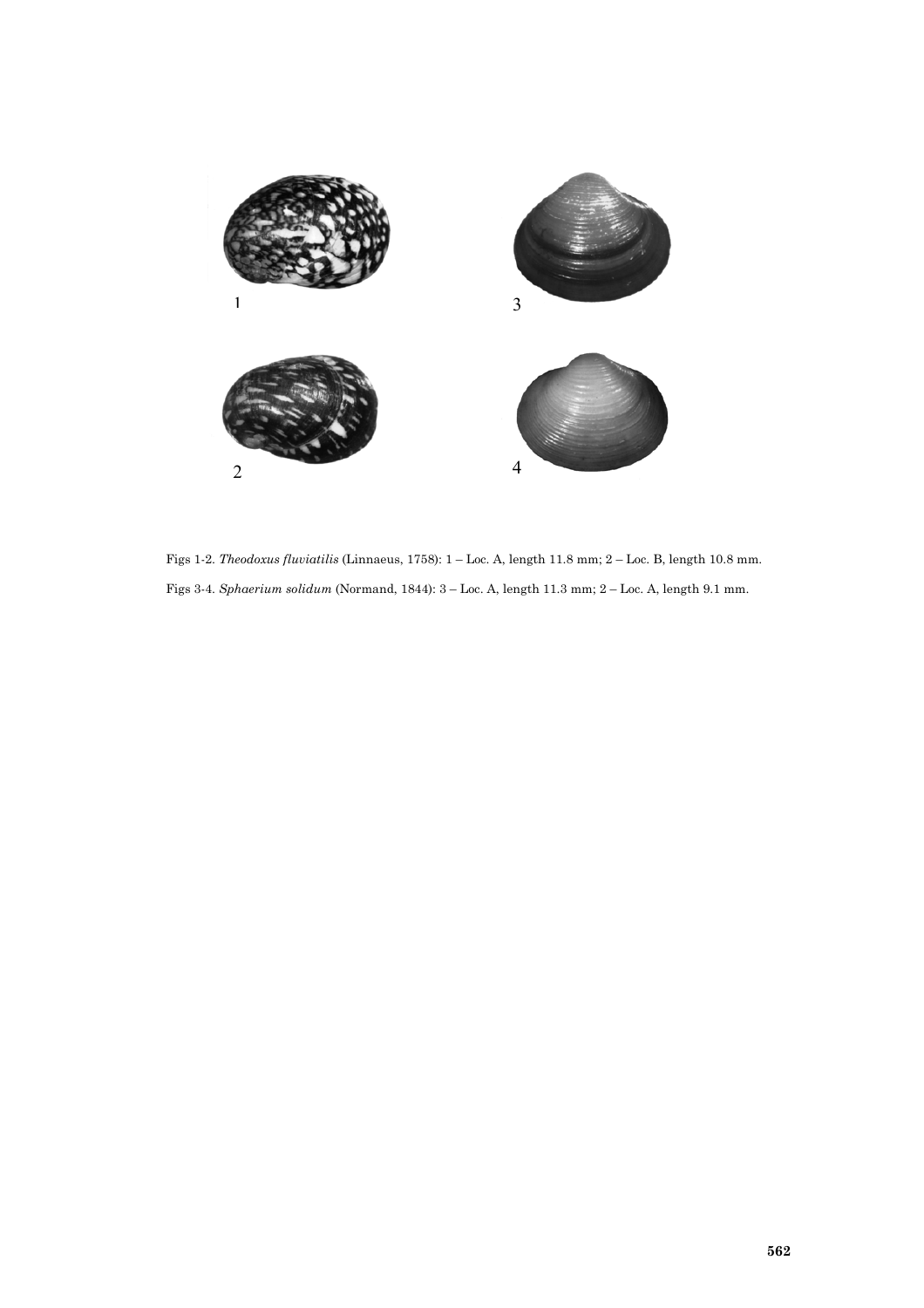1

3

2

4

Figs 1-2. *Theodoxus fluviatilis* (Linnaeus, 1758): 1 – Loc. A, length 11.8 mm; 2 – Loc. B, length 10.8 mm.

Figs 3-4. *Sphaerium solidum* (Normand, 1844): 3 – Loc. A, length 11.3 mm; 2 – Loc. A, length 9.1 mm.